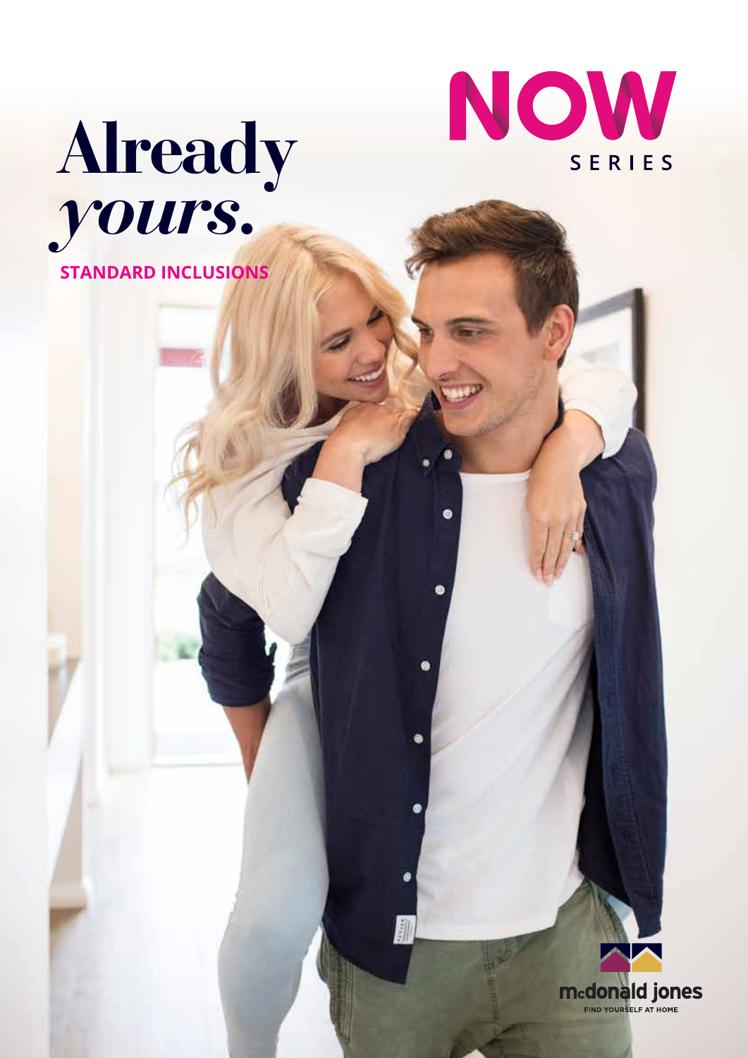# Already *yours.*

**STANDARD INCLUSIONS**

NOW SERIES

mcdonald jones

FIND YOURSELF AT HOME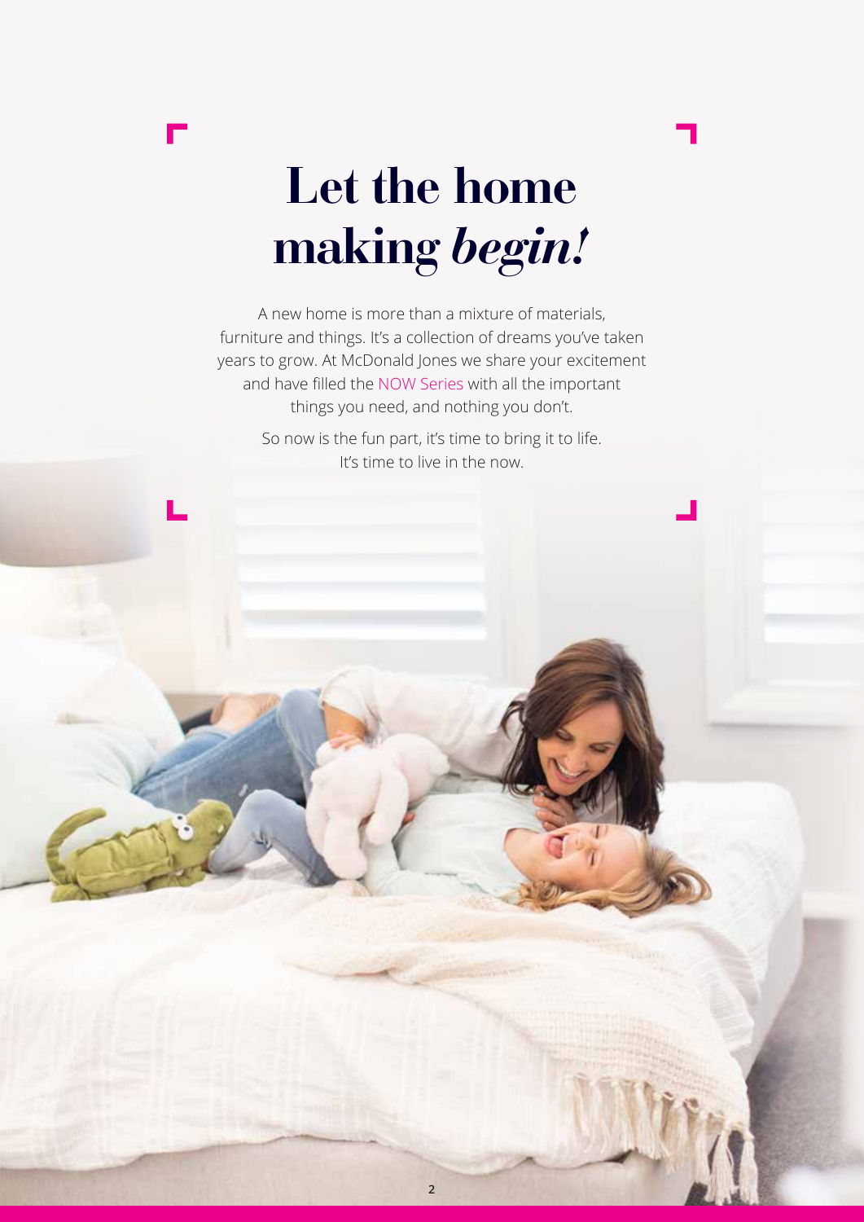# Let the home making *begin!*

A new home is more than a mixture of materials, furniture and things. It's a collection of dreams you've taken years to grow. At McDonald Jones we share your excitement and have filled the NOW Series with all the important things you need, and nothing you don't.

So now is the fun part, it's time to bring it to life. It's time to live in the now.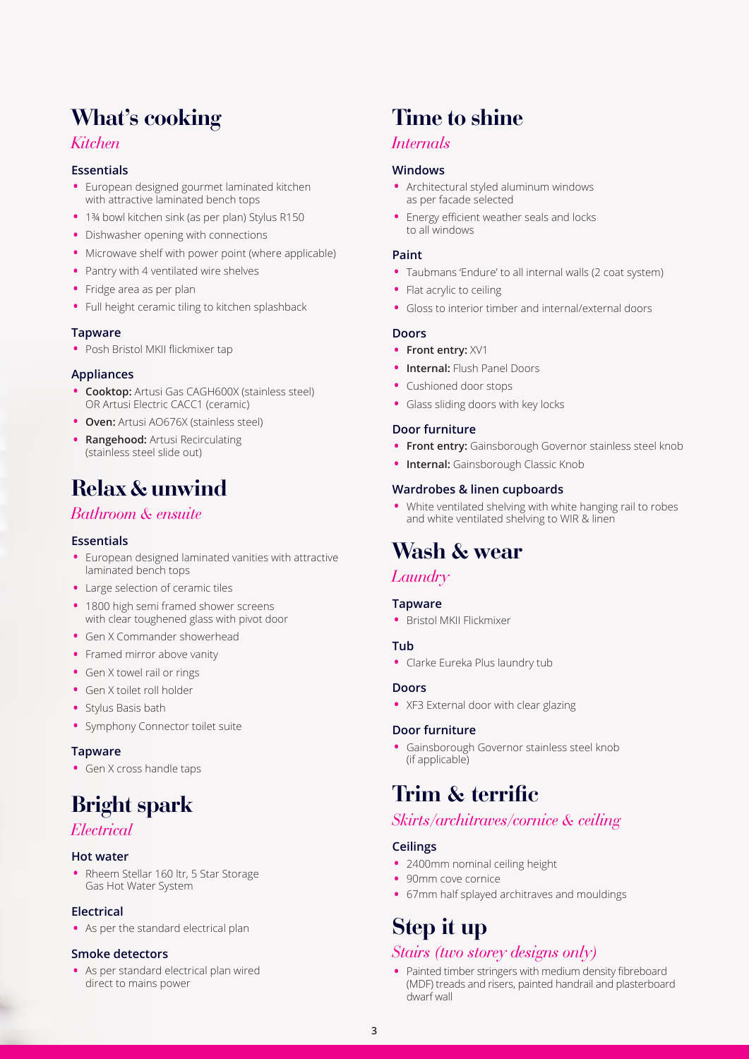# What's cooking

*Kitchen*

### Essentials

- European designed gourmet laminated kitchen with attractive laminated bench tops
- 1¾ bowl kitchen sink (as per plan) Stylus R150
- Dishwasher opening with connections
- Microwave shelf with power point (where applicable)
- Pantry with 4 ventilated wire shelves
- Fridge area as per plan
- Full height ceramic tiling to kitchen splashback

### Tapware

- Posh Bristol MKII flickmixer tap

### Appliances

- **Cooktop:** Artusi Gas CAGH600X (stainless steel) OR Artusi Electric CACC1 (ceramic)
- **Oven:** Artusi AO676X (stainless steel)
- **Rangehood:** Artusi Recirculating (stainless steel slide out)

# Relax & unwind

*Bathroom & ensuite*

### Essentials

- European designed laminated vanities with attractive laminated bench tops
- Large selection of ceramic tiles
- 1800 high semi framed shower screens with clear toughened glass with pivot door
- Gen X Commander showerhead
- Framed mirror above vanity
- Gen X towel rail or rings
- Gen X toilet roll holder
- Stylus Basis bath
- Symphony Connector toilet suite

### Tapware

- Gen X cross handle taps

# Bright spark

*Electrical*

### Hot water

- Rheem Stellar 160 ltr, 5 Star Storage Gas Hot Water System

### Electrical

- As per the standard electrical plan

### Smoke detectors

- As per standard electrical plan wired direct to mains power

# Time to shine

*Internals*

### Windows

- Architectural styled aluminum windows as per facade selected
- Energy efficient weather seals and locks to all windows

### Paint

- Taubmans 'Endure' to all internal walls (2 coat system)
- Flat acrylic to ceiling
- Gloss to interior timber and internal/external doors

### Doors

- **Front entry:** XV1
- **Internal:** Flush Panel Doors
- Cushioned door stops
- Glass sliding doors with key locks

### Door furniture

- **Front entry:** Gainsborough Governor stainless steel knob
- **Internal:** Gainsborough Classic Knob

### Wardrobes & linen cupboards

- White ventilated shelving with white hanging rail to robes and white ventilated shelving to WIR & linen

# Wash & wear

*Laundry*

### Tapware

- Bristol MKII Flickmixer

### Tub

- Clarke Eureka Plus laundry tub

### Doors

- XF3 External door with clear glazing

### Door furniture

- Gainsborough Governor stainless steel knob (if applicable)

# Trim & terrific

*Skirts/architraves/cornice & ceiling*

### Ceilings

- 2400mm nominal ceiling height
- 90mm cove cornice
- 67mm half splayed architraves and mouldings

# Step it up

*Stairs (two storey designs only)*

- Painted timber stringers with medium density fibreboard (MDF) treads and risers, painted handrail and plasterboard dwarf wall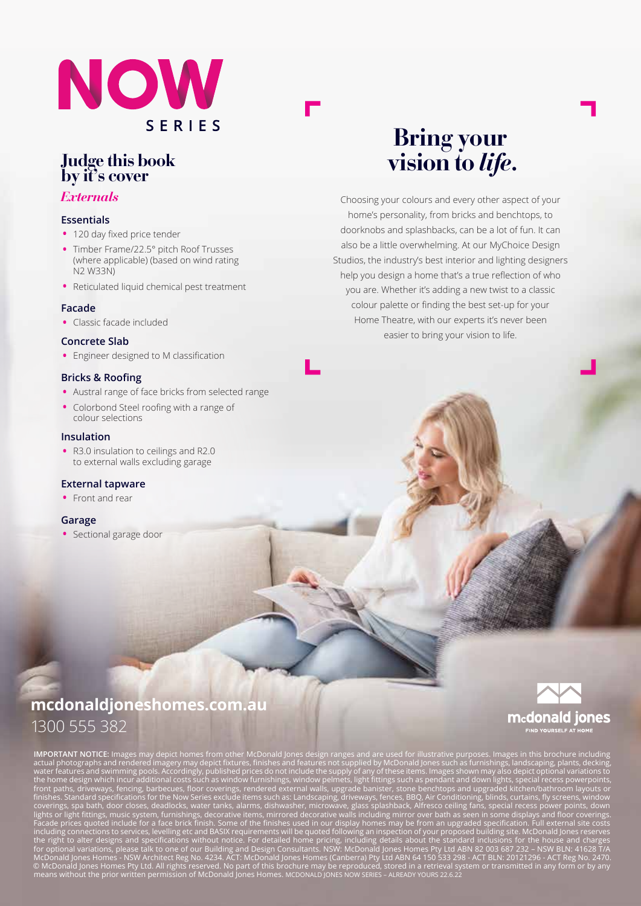# NOW SERIES

## Judge this book by it's cover

### *Externals*

**Essentials**

- 120 day fixed price tender
- Timber Frame/22.5° pitch Roof Trusses (where applicable) (based on wind rating N2 W33N)
- Reticulated liquid chemical pest treatment

**Facade**

- Classic facade included

**Concrete Slab**

- Engineer designed to M classification

**Bricks & Roofing**

- Austral range of face bricks from selected range
- Colorbond Steel roofing with a range of colour selections

**Insulation**

- R3.0 insulation to ceilings and R2.0 to external walls excluding garage

**External tapware**

- Front and rear

**Garage**

- Sectional garage door

## Bring your vision to *life*.

Choosing your colours and every other aspect of your home's personality, from bricks and benchtops, to doorknobs and splashbacks, can be a lot of fun. It can also be a little overwhelming. At our MyChoice Design Studios, the industry's best interior and lighting designers help you design a home that's a true reflection of who you are. Whether it's adding a new twist to a classic colour palette or finding the best set-up for your Home Theatre, with our experts it's never been easier to bring your vision to life.

**mcdonaldjoneshomes.com.au**
1300 555 382

mcdonald jones
FIND YOURSELF AT HOME

**IMPORTANT NOTICE:** Images may depict homes from other McDonald Jones design ranges and are used for illustrative purposes. Images in this brochure including actual photographs and rendered imagery may depict fixtures, finishes and features not supplied by McDonald Jones such as furnishings, landscaping, plants, decking, water features and swimming pools. Accordingly, published prices do not include the supply of any of these items. Images shown may also depict optional variations to the home design which incur additional costs such as window furnishings, window pelmets, light fittings such as pendant and down lights, special recess powerpoints, front paths, driveways, fencing, barbecues, floor coverings, rendered external walls, upgrade banister, stone benchtops and upgraded kitchen/bathroom layouts or finishes. Standard specifications for the Now Series exclude items such as: Landscaping, driveways, fences, BBQ, Air Conditioning, blinds, curtains, fly screens, window coverings, spa bath, door closes, deadlocks, water tanks, alarms, dishwasher, microwave, glass splashback, Alfresco ceiling fans, special recess power points, down lights or light fittings, music system, furnishings, decorative items, mirrored decorative walls including mirror over bath as seen in some displays and floor coverings. Facade prices quoted include for a face brick finish. Some of the finishes used in our display homes may be from an upgraded specification. Full external site costs including connections to services, levelling etc and BASIX requirements will be quoted following an inspection of your proposed building site. McDonald Jones reserves the right to alter designs and specifications without notice. For detailed home pricing, including details about the standard inclusions for the house and charges for optional variations, please talk to one of our Building and Design Consultants. NSW: McDonald Jones Homes Pty Ltd ABN 82 003 687 232 – NSW BLN: 41628 T/A McDonald Jones Homes - NSW Architect Reg No. 4234. ACT: McDonald Jones Homes (Canberra) Pty Ltd ABN 64 150 533 298 - ACT BLN: 20121296 - ACT Reg No. 2470. © McDonald Jones Homes Pty Ltd. All rights reserved. No part of this brochure may be reproduced, stored in a retrieval system or transmitted in any form or by any means without the prior written permission of McDonald Jones Homes. MCDONALD JONES NOW SERIES – ALREADY YOURS 22.6.22